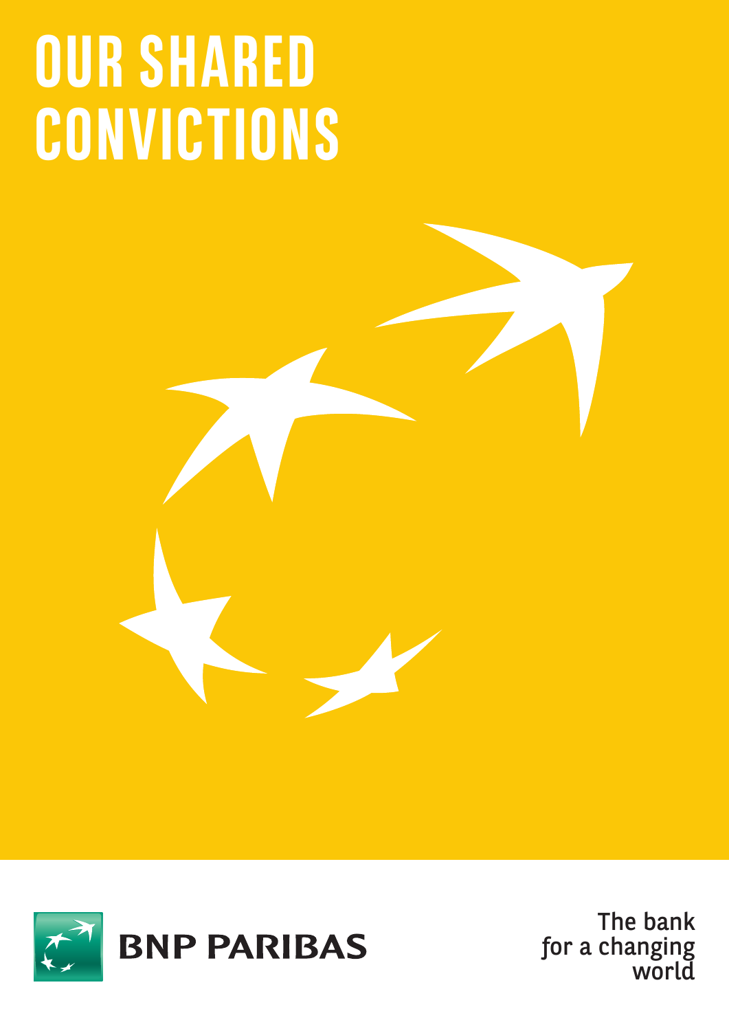# OUR SHARED CONVICTIONS

BNP PARIBAS

The bank
for a changing
world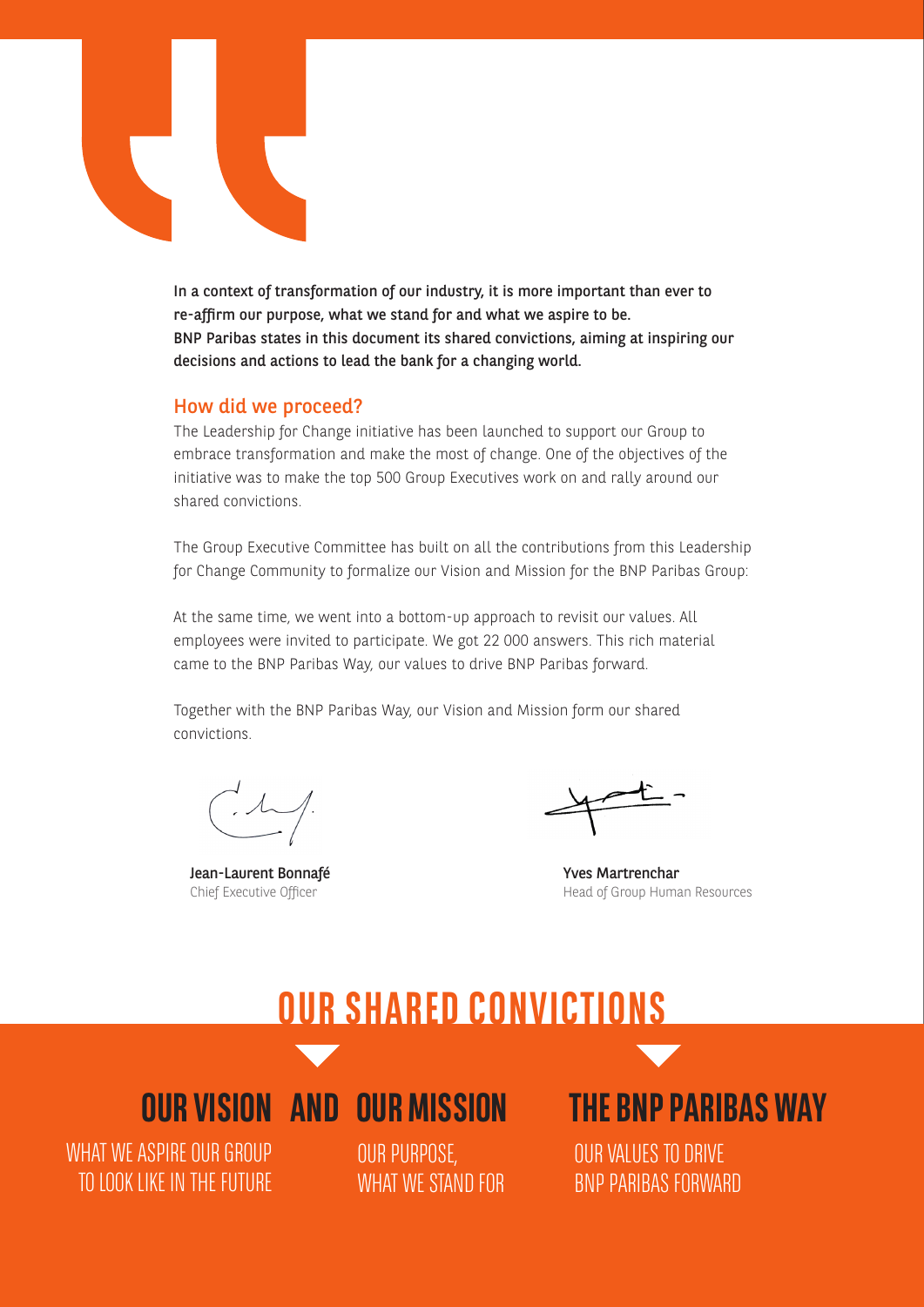**In a context of transformation of our industry, it is more important than ever to re-affirm our purpose, what we stand for and what we aspire to be.**
**BNP Paribas states in this document its shared convictions, aiming at inspiring our decisions and actions to lead the bank for a changing world.**

## How did we proceed?

The Leadership for Change initiative has been launched to support our Group to embrace transformation and make the most of change. One of the objectives of the initiative was to make the top 500 Group Executives work on and rally around our shared convictions.

The Group Executive Committee has built on all the contributions from this Leadership for Change Community to formalize our Vision and Mission for the BNP Paribas Group:

At the same time, we went into a bottom-up approach to revisit our values. All employees were invited to participate. We got 22 000 answers. This rich material came to the BNP Paribas Way, our values to drive BNP Paribas forward.

Together with the BNP Paribas Way, our Vision and Mission form our shared convictions.

**Jean-Laurent Bonnafé**
Chief Executive Officer

**Yves Martrenchar**
Head of Group Human Resources

# OUR SHARED CONVICTIONS

## OUR VISION AND OUR MISSION

WHAT WE ASPIRE OUR GROUP TO LOOK LIKE IN THE FUTURE

OUR PURPOSE, WHAT WE STAND FOR

## THE BNP PARIBAS WAY

OUR VALUES TO DRIVE BNP PARIBAS FORWARD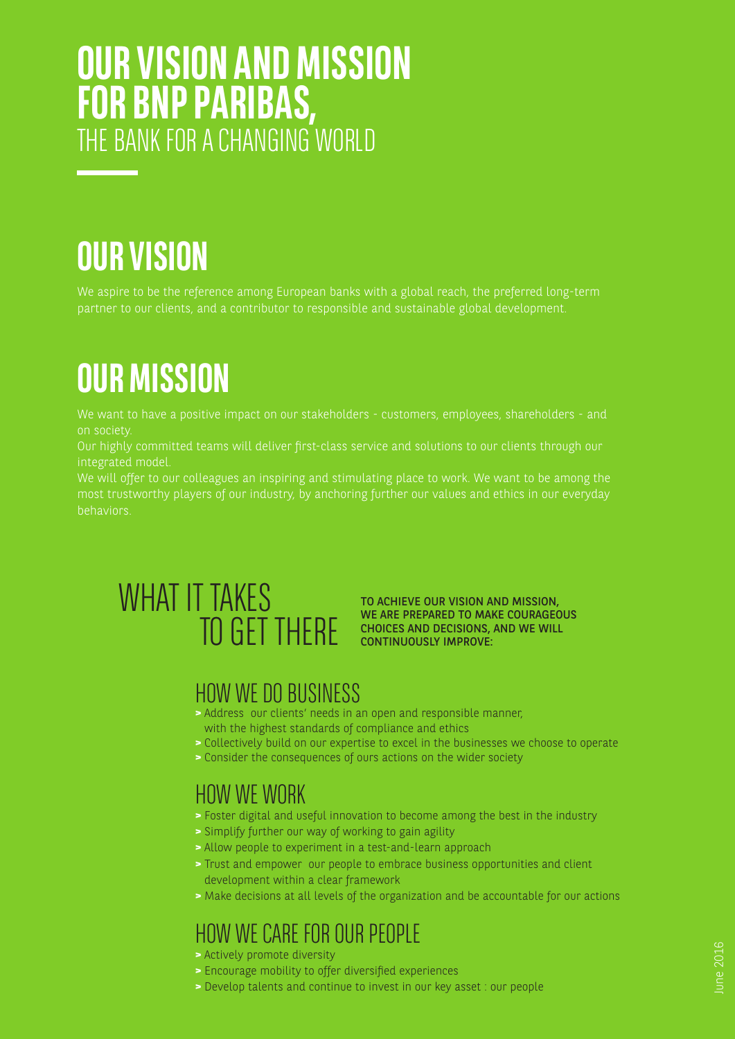# OUR VISION AND MISSION FOR BNP PARIBAS, THE BANK FOR A CHANGING WORLD

## OUR VISION

We aspire to be the reference among European banks with a global reach, the preferred long-term partner to our clients, and a contributor to responsible and sustainable global development.

## OUR MISSION

We want to have a positive impact on our stakeholders - customers, employees, shareholders - and on society.

Our highly committed teams will deliver first-class service and solutions to our clients through our integrated model.

We will offer to our colleagues an inspiring and stimulating place to work. We want to be among the most trustworthy players of our industry, by anchoring further our values and ethics in our everyday behaviors.

## WHAT IT TAKES TO GET THERE

**TO ACHIEVE OUR VISION AND MISSION, WE ARE PREPARED TO MAKE COURAGEOUS CHOICES AND DECISIONS, AND WE WILL CONTINUOUSLY IMPROVE:**

### HOW WE DO BUSINESS

- Address our clients' needs in an open and responsible manner, with the highest standards of compliance and ethics
- Collectively build on our expertise to excel in the businesses we choose to operate
- Consider the consequences of ours actions on the wider society

### HOW WE WORK

- Foster digital and useful innovation to become among the best in the industry
- Simplify further our way of working to gain agility
- Allow people to experiment in a test-and-learn approach
- Trust and empower our people to embrace business opportunities and client development within a clear framework
- Make decisions at all levels of the organization and be accountable for our actions

### HOW WE CARE FOR OUR PEOPLE

- Actively promote diversity
- Encourage mobility to offer diversified experiences
- Develop talents and continue to invest in our key asset : our people

June 2016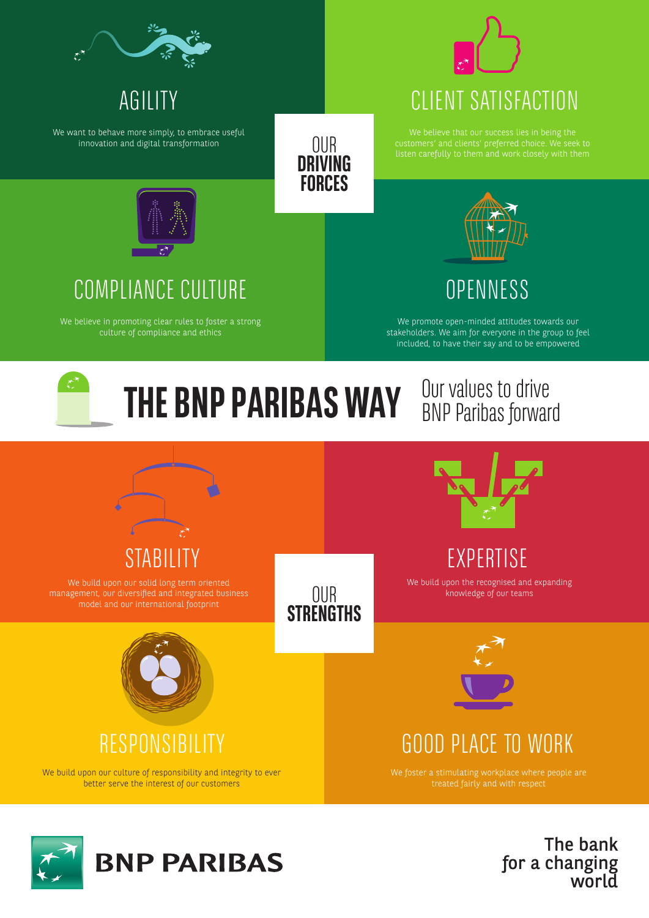# THE BNP PARIBAS WAY

Our values to drive BNP Paribas forward

## OUR DRIVING FORCES

### AGILITY

We want to behave more simply, to embrace useful innovation and digital transformation

### CLIENT SATISFACTION

We believe that our success lies in being the customers' and clients' preferred choice. We seek to listen carefully to them and work closely with them

### COMPLIANCE CULTURE

We believe in promoting clear rules to foster a strong culture of compliance and ethics

### OPENNESS

We promote open-minded attitudes towards our stakeholders. We aim for everyone in the group to feel included, to have their say and to be empowered

## OUR STRENGTHS

### STABILITY

We build upon our solid long term oriented management, our diversified and integrated business model and our international footprint

### EXPERTISE

We build upon the recognised and expanding knowledge of our teams

### RESPONSIBILITY

We build upon our culture of responsibility and integrity to ever better serve the interest of our customers

### GOOD PLACE TO WORK

We foster a stimulating workplace where people are treated fairly and with respect

BNP PARIBAS

The bank for a changing world